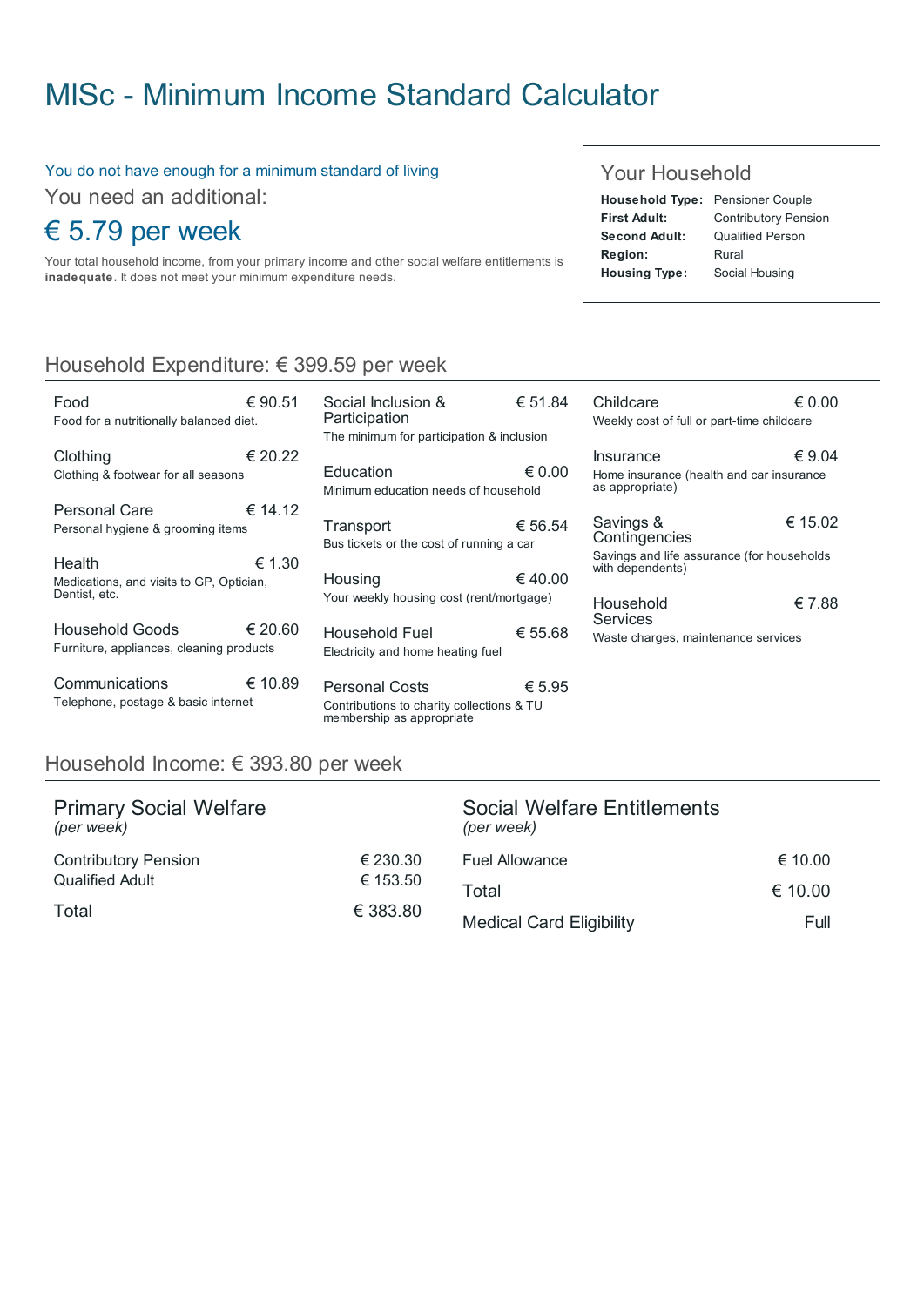# MISc - Minimum Income Standard Calculator

You do not have enough for a minimum standard of living

You need an additional:

## € 5.79 per week

Your total household income, from your primary income and other social welfare entitlements is **inadequate**. It does not meet your minimum expenditure needs.

### Your Household

| | |
|---|---|
| **Household Type:** | Pensioner Couple |
| **First Adult:** | Contributory Pension |
| **Second Adult:** | Qualified Person |
| **Region:** | Rural |
| **Housing Type:** | Social Housing |

## Household Expenditure: € 399.59 per week

| Item | Amount |
|---|---|
| Food<br>Food for a nutritionally balanced diet. | € 90.51 |
| Clothing<br>Clothing & footwear for all seasons | € 20.22 |
| Personal Care<br>Personal hygiene & grooming items | € 14.12 |
| Health<br>Medications, and visits to GP, Optician, Dentist, etc. | € 1.30 |
| Household Goods<br>Furniture, appliances, cleaning products | € 20.60 |
| Communications<br>Telephone, postage & basic internet | € 10.89 |
| Social Inclusion & Participation<br>The minimum for participation & inclusion | € 51.84 |
| Education<br>Minimum education needs of household | € 0.00 |
| Transport<br>Bus tickets or the cost of running a car | € 56.54 |
| Housing<br>Your weekly housing cost (rent/mortgage) | € 40.00 |
| Household Fuel<br>Electricity and home heating fuel | € 55.68 |
| Personal Costs<br>Contributions to charity collections & TU membership as appropriate | € 5.95 |
| Childcare<br>Weekly cost of full or part-time childcare | € 0.00 |
| Insurance<br>Home insurance (health and car insurance as appropriate) | € 9.04 |
| Savings & Contingencies<br>Savings and life assurance (for households with dependents) | € 15.02 |
| Household Services<br>Waste charges, maintenance services | € 7.88 |

## Household Income: € 393.80 per week

### Primary Social Welfare
*(per week)*

| | |
|---|---|
| Contributory Pension | € 230.30 |
| Qualified Adult | € 153.50 |
| Total | € 383.80 |

### Social Welfare Entitlements
*(per week)*

| | |
|---|---|
| Fuel Allowance | € 10.00 |
| Total | € 10.00 |
| Medical Card Eligibility | Full |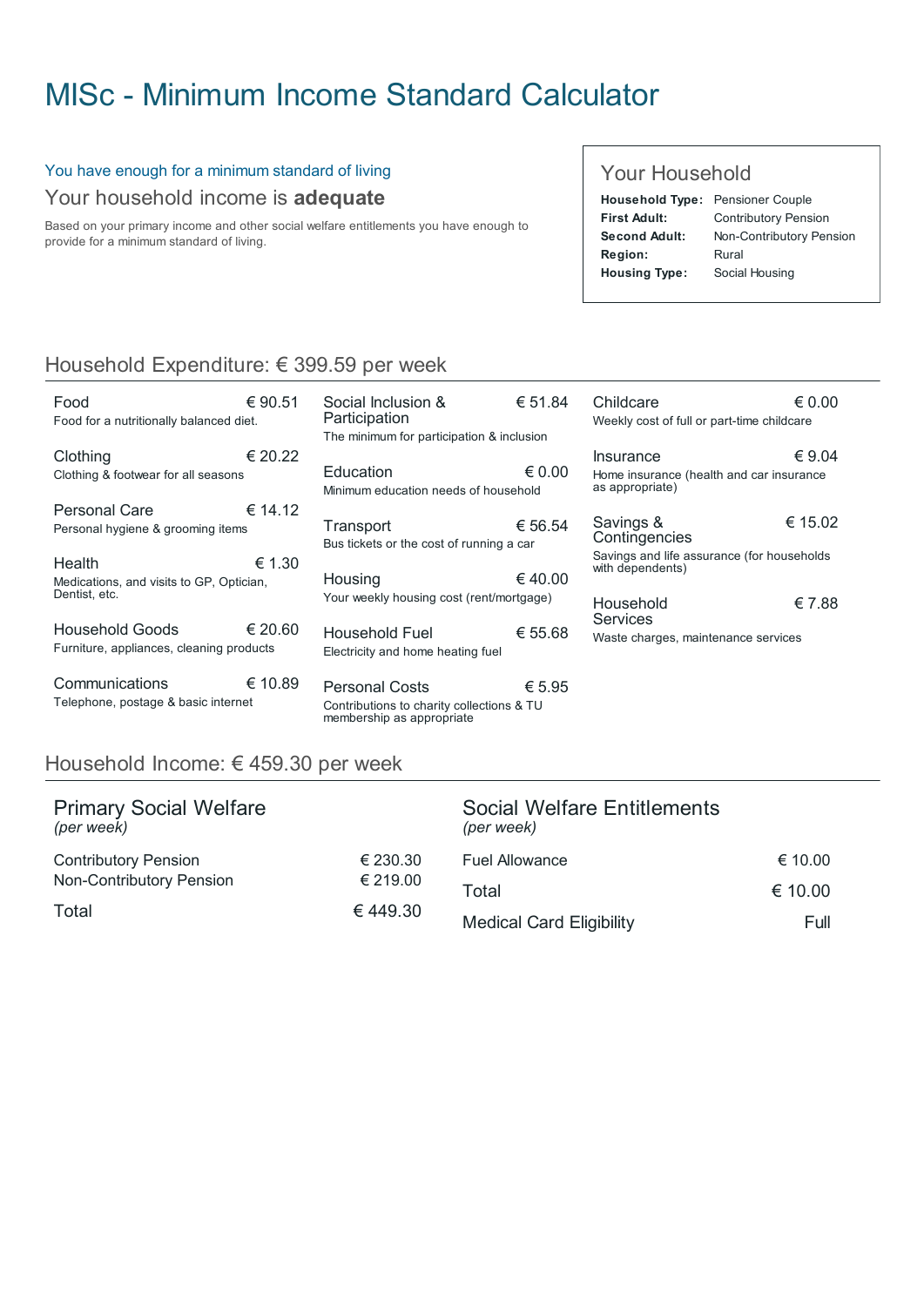# MISc - Minimum Income Standard Calculator

You have enough for a minimum standard of living

## Your household income is **adequate**

Based on your primary income and other social welfare entitlements you have enough to provide for a minimum standard of living.

### Your Household

| | |
|---|---|
| **Household Type:** | Pensioner Couple |
| **First Adult:** | Contributory Pension |
| **Second Adult:** | Non-Contributory Pension |
| **Region:** | Rural |
| **Housing Type:** | Social Housing |

## Household Expenditure: € 399.59 per week

| Item | Description | Amount |
|---|---|---|
| Food | Food for a nutritionally balanced diet. | € 90.51 |
| Clothing | Clothing & footwear for all seasons | € 20.22 |
| Personal Care | Personal hygiene & grooming items | € 14.12 |
| Health | Medications, and visits to GP, Optician, Dentist, etc. | € 1.30 |
| Household Goods | Furniture, appliances, cleaning products | € 20.60 |
| Communications | Telephone, postage & basic internet | € 10.89 |
| Social Inclusion & Participation | The minimum for participation & inclusion | € 51.84 |
| Education | Minimum education needs of household | € 0.00 |
| Transport | Bus tickets or the cost of running a car | € 56.54 |
| Housing | Your weekly housing cost (rent/mortgage) | € 40.00 |
| Household Fuel | Electricity and home heating fuel | € 55.68 |
| Personal Costs | Contributions to charity collections & TU membership as appropriate | € 5.95 |
| Childcare | Weekly cost of full or part-time childcare | € 0.00 |
| Insurance | Home insurance (health and car insurance as appropriate) | € 9.04 |
| Savings & Contingencies | Savings and life assurance (for households with dependents) | € 15.02 |
| Household Services | Waste charges, maintenance services | € 7.88 |

## Household Income: € 459.30 per week

### Primary Social Welfare
*(per week)*

| | |
|---|---|
| Contributory Pension | € 230.30 |
| Non-Contributory Pension | € 219.00 |
| Total | € 449.30 |

### Social Welfare Entitlements
*(per week)*

| | |
|---|---|
| Fuel Allowance | € 10.00 |
| Total | € 10.00 |
| Medical Card Eligibility | Full |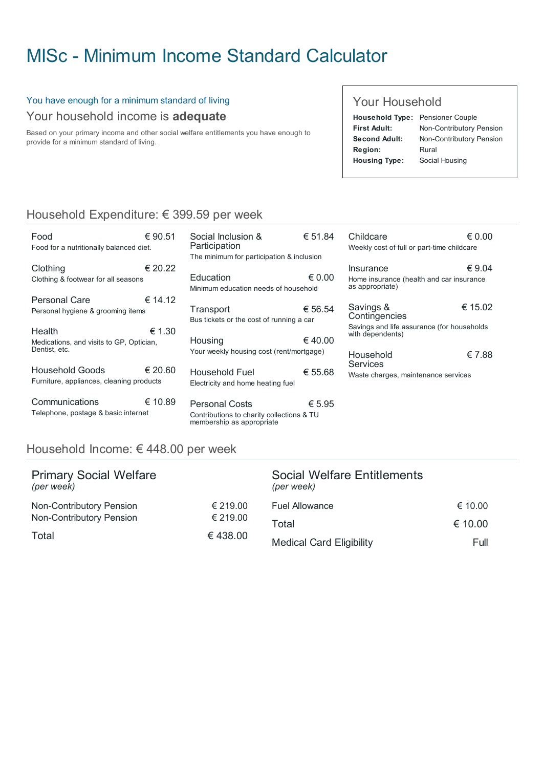# MISc - Minimum Income Standard Calculator

You have enough for a minimum standard of living

## Your household income is **adequate**

Based on your primary income and other social welfare entitlements you have enough to provide for a minimum standard of living.

### Your Household

| | |
|---|---|
| **Household Type:** | Pensioner Couple |
| **First Adult:** | Non-Contributory Pension |
| **Second Adult:** | Non-Contributory Pension |
| **Region:** | Rural |
| **Housing Type:** | Social Housing |

## Household Expenditure: € 399.59 per week

**Food** — € 90.51
Food for a nutritionally balanced diet.

**Clothing** — € 20.22
Clothing & footwear for all seasons

**Personal Care** — € 14.12
Personal hygiene & grooming items

**Health** — € 1.30
Medications, and visits to GP, Optician, Dentist, etc.

**Household Goods** — € 20.60
Furniture, appliances, cleaning products

**Communications** — € 10.89
Telephone, postage & basic internet

**Social Inclusion & Participation** — € 51.84
The minimum for participation & inclusion

**Education** — € 0.00
Minimum education needs of household

**Transport** — € 56.54
Bus tickets or the cost of running a car

**Housing** — € 40.00
Your weekly housing cost (rent/mortgage)

**Household Fuel** — € 55.68
Electricity and home heating fuel

**Personal Costs** — € 5.95
Contributions to charity collections & TU membership as appropriate

**Childcare** — € 0.00
Weekly cost of full or part-time childcare

**Insurance** — € 9.04
Home insurance (health and car insurance as appropriate)

**Savings & Contingencies** — € 15.02
Savings and life assurance (for households with dependents)

**Household Services** — € 7.88
Waste charges, maintenance services

## Household Income: € 448.00 per week

### Primary Social Welfare
*(per week)*

| | |
|---|---|
| Non-Contributory Pension | € 219.00 |
| Non-Contributory Pension | € 219.00 |
| Total | € 438.00 |

### Social Welfare Entitlements
*(per week)*

| | |
|---|---|
| Fuel Allowance | € 10.00 |
| Total | € 10.00 |
| Medical Card Eligibility | Full |